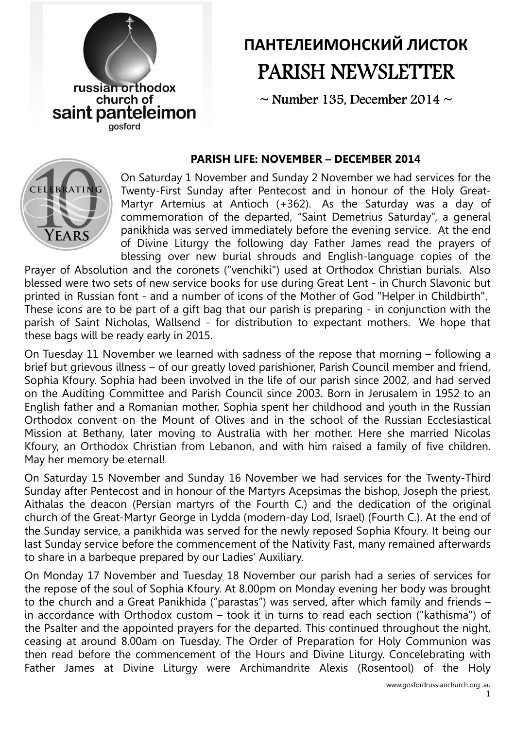# ПАНТЕЛЕИМОНСКИЙ ЛИСТОК

# PARISH NEWSLETTER

~ Number 135, December 2014 ~

### PARISH LIFE: NOVEMBER – DECEMBER 2014

On Saturday 1 November and Sunday 2 November we had services for the Twenty-First Sunday after Pentecost and in honour of the Holy Great-Martyr Artemius at Antioch (+362). As the Saturday was a day of commemoration of the departed, "Saint Demetrius Saturday", a general panikhida was served immediately before the evening service. At the end of Divine Liturgy the following day Father James read the prayers of blessing over new burial shrouds and English-language copies of the Prayer of Absolution and the coronets ("venchiki") used at Orthodox Christian burials. Also blessed were two sets of new service books for use during Great Lent - in Church Slavonic but printed in Russian font - and a number of icons of the Mother of God "Helper in Childbirth". These icons are to be part of a gift bag that our parish is preparing - in conjunction with the parish of Saint Nicholas, Wallsend - for distribution to expectant mothers. We hope that these bags will be ready early in 2015.

On Tuesday 11 November we learned with sadness of the repose that morning – following a brief but grievous illness – of our greatly loved parishioner, Parish Council member and friend, Sophia Kfoury. Sophia had been involved in the life of our parish since 2002, and had served on the Auditing Committee and Parish Council since 2003. Born in Jerusalem in 1952 to an English father and a Romanian mother, Sophia spent her childhood and youth in the Russian Orthodox convent on the Mount of Olives and in the school of the Russian Ecclesiastical Mission at Bethany, later moving to Australia with her mother. Here she married Nicolas Kfoury, an Orthodox Christian from Lebanon, and with him raised a family of five children. May her memory be eternal!

On Saturday 15 November and Sunday 16 November we had services for the Twenty-Third Sunday after Pentecost and in honour of the Martyrs Acepsimas the bishop, Joseph the priest, Aithalas the deacon (Persian martyrs of the Fourth C.) and the dedication of the original church of the Great-Martyr George in Lydda (modern-day Lod, Israel) (Fourth C.). At the end of the Sunday service, a panikhida was served for the newly reposed Sophia Kfoury. It being our last Sunday service before the commencement of the Nativity Fast, many remained afterwards to share in a barbeque prepared by our Ladies' Auxiliary.

On Monday 17 November and Tuesday 18 November our parish had a series of services for the repose of the soul of Sophia Kfoury. At 8.00pm on Monday evening her body was brought to the church and a Great Panikhida ("parastas") was served, after which family and friends – in accordance with Orthodox custom – took it in turns to read each section ("kathisma") of the Psalter and the appointed prayers for the departed. This continued throughout the night, ceasing at around 8.00am on Tuesday. The Order of Preparation for Holy Communion was then read before the commencement of the Hours and Divine Liturgy. Concelebrating with Father James at Divine Liturgy were Archimandrite Alexis (Rosentool) of the Holy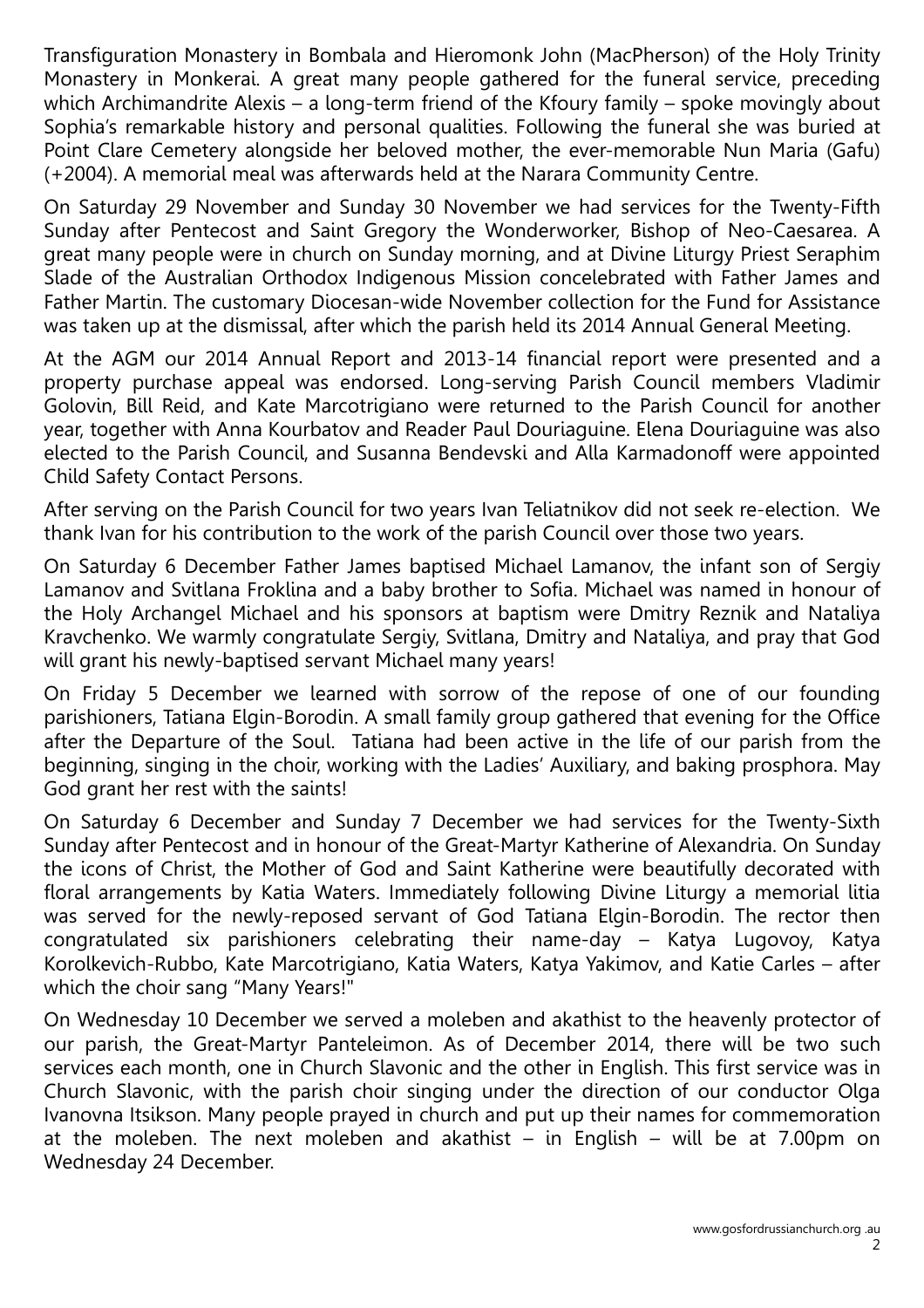Transfiguration Monastery in Bombala and Hieromonk John (MacPherson) of the Holy Trinity Monastery in Monkerai. A great many people gathered for the funeral service, preceding which Archimandrite Alexis – a long-term friend of the Kfoury family – spoke movingly about Sophia's remarkable history and personal qualities. Following the funeral she was buried at Point Clare Cemetery alongside her beloved mother, the ever-memorable Nun Maria (Gafu) (+2004). A memorial meal was afterwards held at the Narara Community Centre.

On Saturday 29 November and Sunday 30 November we had services for the Twenty-Fifth Sunday after Pentecost and Saint Gregory the Wonderworker, Bishop of Neo-Caesarea. A great many people were in church on Sunday morning, and at Divine Liturgy Priest Seraphim Slade of the Australian Orthodox Indigenous Mission concelebrated with Father James and Father Martin. The customary Diocesan-wide November collection for the Fund for Assistance was taken up at the dismissal, after which the parish held its 2014 Annual General Meeting.

At the AGM our 2014 Annual Report and 2013-14 financial report were presented and a property purchase appeal was endorsed. Long-serving Parish Council members Vladimir Golovin, Bill Reid, and Kate Marcotrigiano were returned to the Parish Council for another year, together with Anna Kourbatov and Reader Paul Douriaguine. Elena Douriaguine was also elected to the Parish Council, and Susanna Bendevski and Alla Karmadonoff were appointed Child Safety Contact Persons.

After serving on the Parish Council for two years Ivan Teliatnikov did not seek re-election. We thank Ivan for his contribution to the work of the parish Council over those two years.

On Saturday 6 December Father James baptised Michael Lamanov, the infant son of Sergiy Lamanov and Svitlana Froklina and a baby brother to Sofia. Michael was named in honour of the Holy Archangel Michael and his sponsors at baptism were Dmitry Reznik and Nataliya Kravchenko. We warmly congratulate Sergiy, Svitlana, Dmitry and Nataliya, and pray that God will grant his newly-baptised servant Michael many years!

On Friday 5 December we learned with sorrow of the repose of one of our founding parishioners, Tatiana Elgin-Borodin. A small family group gathered that evening for the Office after the Departure of the Soul. Tatiana had been active in the life of our parish from the beginning, singing in the choir, working with the Ladies' Auxiliary, and baking prosphora. May God grant her rest with the saints!

On Saturday 6 December and Sunday 7 December we had services for the Twenty-Sixth Sunday after Pentecost and in honour of the Great-Martyr Katherine of Alexandria. On Sunday the icons of Christ, the Mother of God and Saint Katherine were beautifully decorated with floral arrangements by Katia Waters. Immediately following Divine Liturgy a memorial litia was served for the newly-reposed servant of God Tatiana Elgin-Borodin. The rector then congratulated six parishioners celebrating their name-day – Katya Lugovoy, Katya Korolkevich-Rubbo, Kate Marcotrigiano, Katia Waters, Katya Yakimov, and Katie Carles – after which the choir sang "Many Years!"

On Wednesday 10 December we served a moleben and akathist to the heavenly protector of our parish, the Great-Martyr Panteleimon. As of December 2014, there will be two such services each month, one in Church Slavonic and the other in English. This first service was in Church Slavonic, with the parish choir singing under the direction of our conductor Olga Ivanovna Itsikson. Many people prayed in church and put up their names for commemoration at the moleben. The next moleben and akathist – in English – will be at 7.00pm on Wednesday 24 December.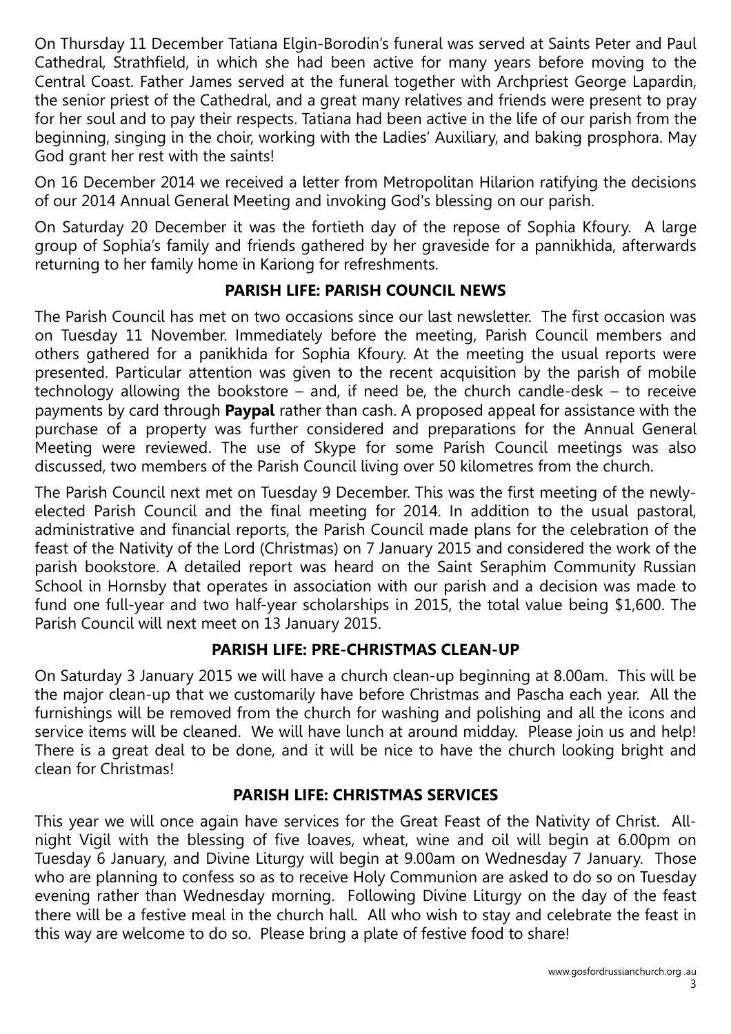On Thursday 11 December Tatiana Elgin-Borodin's funeral was served at Saints Peter and Paul Cathedral, Strathfield, in which she had been active for many years before moving to the Central Coast. Father James served at the funeral together with Archpriest George Lapardin, the senior priest of the Cathedral, and a great many relatives and friends were present to pray for her soul and to pay their respects. Tatiana had been active in the life of our parish from the beginning, singing in the choir, working with the Ladies' Auxiliary, and baking prosphora. May God grant her rest with the saints!

On 16 December 2014 we received a letter from Metropolitan Hilarion ratifying the decisions of our 2014 Annual General Meeting and invoking God's blessing on our parish.

On Saturday 20 December it was the fortieth day of the repose of Sophia Kfoury. A large group of Sophia's family and friends gathered by her graveside for a pannikhida, afterwards returning to her family home in Kariong for refreshments.

## PARISH LIFE: PARISH COUNCIL NEWS

The Parish Council has met on two occasions since our last newsletter. The first occasion was on Tuesday 11 November. Immediately before the meeting, Parish Council members and others gathered for a panikhida for Sophia Kfoury. At the meeting the usual reports were presented. Particular attention was given to the recent acquisition by the parish of mobile technology allowing the bookstore – and, if need be, the church candle-desk – to receive payments by card through **Paypal** rather than cash. A proposed appeal for assistance with the purchase of a property was further considered and preparations for the Annual General Meeting were reviewed. The use of Skype for some Parish Council meetings was also discussed, two members of the Parish Council living over 50 kilometres from the church.

The Parish Council next met on Tuesday 9 December. This was the first meeting of the newly-elected Parish Council and the final meeting for 2014. In addition to the usual pastoral, administrative and financial reports, the Parish Council made plans for the celebration of the feast of the Nativity of the Lord (Christmas) on 7 January 2015 and considered the work of the parish bookstore. A detailed report was heard on the Saint Seraphim Community Russian School in Hornsby that operates in association with our parish and a decision was made to fund one full-year and two half-year scholarships in 2015, the total value being $1,600. The Parish Council will next meet on 13 January 2015.

## PARISH LIFE: PRE-CHRISTMAS CLEAN-UP

On Saturday 3 January 2015 we will have a church clean-up beginning at 8.00am. This will be the major clean-up that we customarily have before Christmas and Pascha each year. All the furnishings will be removed from the church for washing and polishing and all the icons and service items will be cleaned. We will have lunch at around midday. Please join us and help! There is a great deal to be done, and it will be nice to have the church looking bright and clean for Christmas!

## PARISH LIFE: CHRISTMAS SERVICES

This year we will once again have services for the Great Feast of the Nativity of Christ. All-night Vigil with the blessing of five loaves, wheat, wine and oil will begin at 6.00pm on Tuesday 6 January, and Divine Liturgy will begin at 9.00am on Wednesday 7 January. Those who are planning to confess so as to receive Holy Communion are asked to do so on Tuesday evening rather than Wednesday morning. Following Divine Liturgy on the day of the feast there will be a festive meal in the church hall. All who wish to stay and celebrate the feast in this way are welcome to do so. Please bring a plate of festive food to share!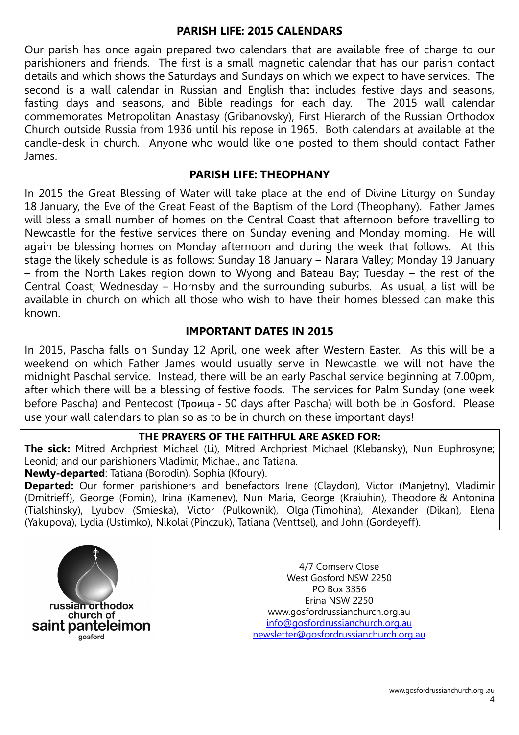## PARISH LIFE: 2015 CALENDARS

Our parish has once again prepared two calendars that are available free of charge to our parishioners and friends. The first is a small magnetic calendar that has our parish contact details and which shows the Saturdays and Sundays on which we expect to have services. The second is a wall calendar in Russian and English that includes festive days and seasons, fasting days and seasons, and Bible readings for each day. The 2015 wall calendar commemorates Metropolitan Anastasy (Gribanovsky), First Hierarch of the Russian Orthodox Church outside Russia from 1936 until his repose in 1965. Both calendars at available at the candle-desk in church. Anyone who would like one posted to them should contact Father James.

## PARISH LIFE: THEOPHANY

In 2015 the Great Blessing of Water will take place at the end of Divine Liturgy on Sunday 18 January, the Eve of the Great Feast of the Baptism of the Lord (Theophany). Father James will bless a small number of homes on the Central Coast that afternoon before travelling to Newcastle for the festive services there on Sunday evening and Monday morning. He will again be blessing homes on Monday afternoon and during the week that follows. At this stage the likely schedule is as follows: Sunday 18 January – Narara Valley; Monday 19 January – from the North Lakes region down to Wyong and Bateau Bay; Tuesday – the rest of the Central Coast; Wednesday – Hornsby and the surrounding suburbs. As usual, a list will be available in church on which all those who wish to have their homes blessed can make this known.

## IMPORTANT DATES IN 2015

In 2015, Pascha falls on Sunday 12 April, one week after Western Easter. As this will be a weekend on which Father James would usually serve in Newcastle, we will not have the midnight Paschal service. Instead, there will be an early Paschal service beginning at 7.00pm, after which there will be a blessing of festive foods. The services for Palm Sunday (one week before Pascha) and Pentecost (Троица - 50 days after Pascha) will both be in Gosford. Please use your wall calendars to plan so as to be in church on these important days!

### THE PRAYERS OF THE FAITHFUL ARE ASKED FOR:

**The sick:** Mitred Archpriest Michael (Li), Mitred Archpriest Michael (Klebansky), Nun Euphrosyne; Leonid; and our parishioners Vladimir, Michael, and Tatiana.

**Newly-departed**: Tatiana (Borodin), Sophia (Kfoury).

**Departed:** Our former parishioners and benefactors Irene (Claydon), Victor (Manjetny), Vladimir (Dmitrieff), George (Fomin), Irina (Kamenev), Nun Maria, George (Kraiuhin), Theodore & Antonina (Tialshinsky), Lyubov (Smieska), Victor (Pulkownik), Olga (Timohina), Alexander (Dikan), Elena (Yakupova), Lydia (Ustimko), Nikolai (Pinczuk), Tatiana (Venttsel), and John (Gordeyeff).

russian orthodox
church of
saint panteleimon
gosford

4/7 Comserv Close
West Gosford NSW 2250
PO Box 3356
Erina NSW 2250
www.gosfordrussianchurch.org.au
info@gosfordrussianchurch.org.au
newsletter@gosfordrussianchurch.org.au